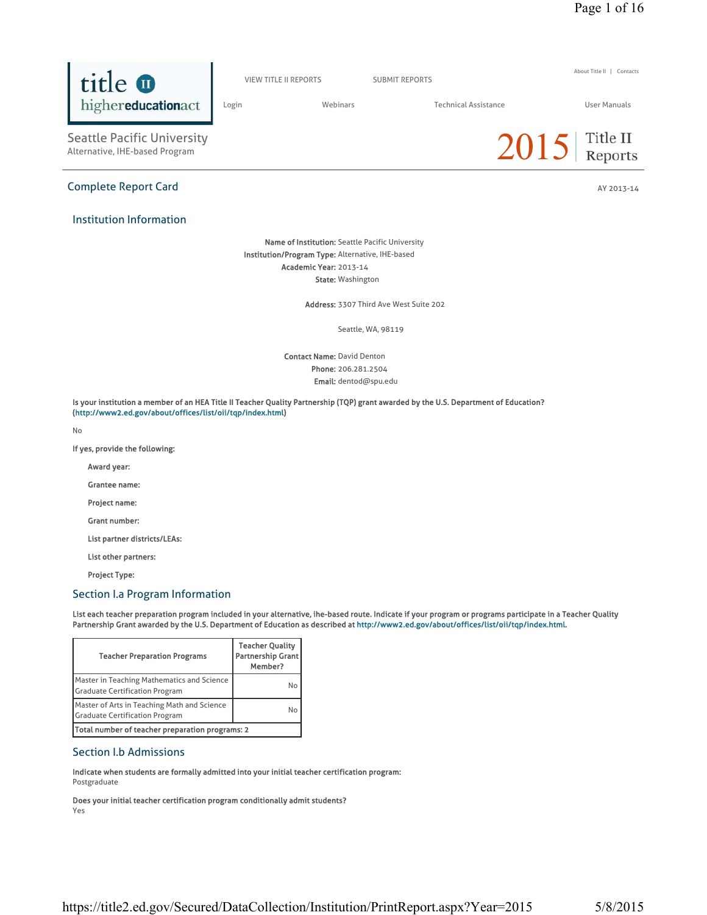# Seattle Pacific University
Alternative, IHE-based Program

2015 Title II Reports

## Complete Report Card

AY 2013-14

### Institution Information

**Name of Institution:** Seattle Pacific University
**Institution/Program Type:** Alternative, IHE-based
**Academic Year:** 2013-14
**State:** Washington

**Address:** 3307 Third Ave West Suite 202

Seattle, WA, 98119

**Contact Name:** David Denton
**Phone:** 206.281.2504
**Email:** dentod@spu.edu

**Is your institution a member of an HEA Title II Teacher Quality Partnership (TQP) grant awarded by the U.S. Department of Education? (http://www2.ed.gov/about/offices/list/oii/tqp/index.html)**

No

**If yes, provide the following:**

**Award year:**

**Grantee name:**

**Project name:**

**Grant number:**

**List partner districts/LEAs:**

**List other partners:**

**Project Type:**

### Section I.a Program Information

**List each teacher preparation program included in your alternative, ihe-based route. Indicate if your program or programs participate in a Teacher Quality Partnership Grant awarded by the U.S. Department of Education as described at http://www2.ed.gov/about/offices/list/oii/tqp/index.html.**

| Teacher Preparation Programs | Teacher Quality Partnership Grant Member? |
|---|---|
| Master in Teaching Mathematics and Science Graduate Certification Program | No |
| Master of Arts in Teaching Math and Science Graduate Certification Program | No |
| Total number of teacher preparation programs: 2 | |

### Section I.b Admissions

**Indicate when students are formally admitted into your initial teacher certification program:**
Postgraduate

**Does your initial teacher certification program conditionally admit students?**
Yes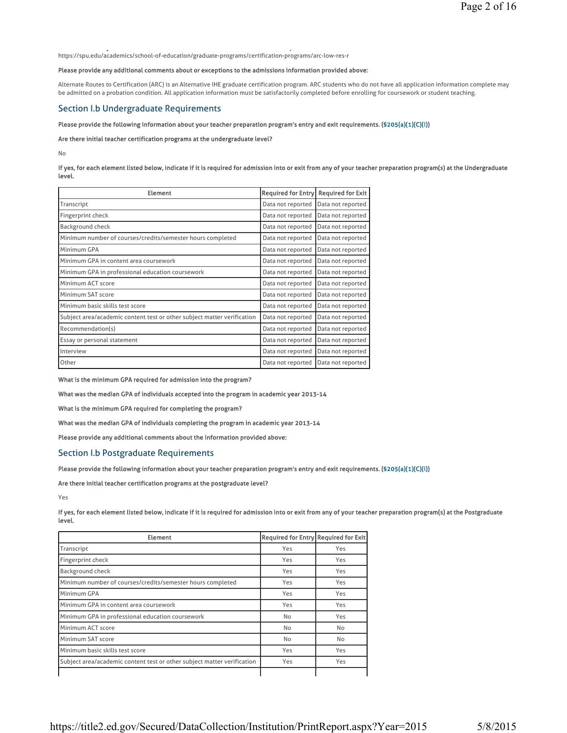https://spu.edu/academics/school-of-education/graduate-programs/certification-programs/arc-low-res-r

**Please provide any additional comments about or exceptions to the admissions information provided above:**

Alternate Routes to Certification (ARC) is an Alternative IHE graduate certification program. ARC students who do not have all application information complete may be admitted on a probation condition. All application information must be satisfactorily completed before enrolling for coursework or student teaching.

## Section I.b Undergraduate Requirements

**Please provide the following information about your teacher preparation program's entry and exit requirements. (§205(a)(1)(C)(i))**

**Are there initial teacher certification programs at the undergraduate level?**

No

**If yes, for each element listed below, indicate if it is required for admission into or exit from any of your teacher preparation program(s) at the Undergraduate level.**

| Element | Required for Entry | Required for Exit |
|---|---|---|
| Transcript | Data not reported | Data not reported |
| Fingerprint check | Data not reported | Data not reported |
| Background check | Data not reported | Data not reported |
| Minimum number of courses/credits/semester hours completed | Data not reported | Data not reported |
| Minimum GPA | Data not reported | Data not reported |
| Minimum GPA in content area coursework | Data not reported | Data not reported |
| Minimum GPA in professional education coursework | Data not reported | Data not reported |
| Minimum ACT score | Data not reported | Data not reported |
| Minimum SAT score | Data not reported | Data not reported |
| Minimum basic skills test score | Data not reported | Data not reported |
| Subject area/academic content test or other subject matter verification | Data not reported | Data not reported |
| Recommendation(s) | Data not reported | Data not reported |
| Essay or personal statement | Data not reported | Data not reported |
| Interview | Data not reported | Data not reported |
| Other | Data not reported | Data not reported |

**What is the minimum GPA required for admission into the program?**

**What was the median GPA of individuals accepted into the program in academic year 2013-14**

**What is the minimum GPA required for completing the program?**

**What was the median GPA of individuals completing the program in academic year 2013-14**

**Please provide any additional comments about the information provided above:**

## Section I.b Postgraduate Requirements

**Please provide the following information about your teacher preparation program's entry and exit requirements. (§205(a)(1)(C)(i))**

**Are there initial teacher certification programs at the postgraduate level?**

Yes

**If yes, for each element listed below, indicate if it is required for admission into or exit from any of your teacher preparation program(s) at the Postgraduate level.**

| Element | Required for Entry | Required for Exit |
|---|---|---|
| Transcript | Yes | Yes |
| Fingerprint check | Yes | Yes |
| Background check | Yes | Yes |
| Minimum number of courses/credits/semester hours completed | Yes | Yes |
| Minimum GPA | Yes | Yes |
| Minimum GPA in content area coursework | Yes | Yes |
| Minimum GPA in professional education coursework | No | Yes |
| Minimum ACT score | No | No |
| Minimum SAT score | No | No |
| Minimum basic skills test score | Yes | Yes |
| Subject area/academic content test or other subject matter verification | Yes | Yes |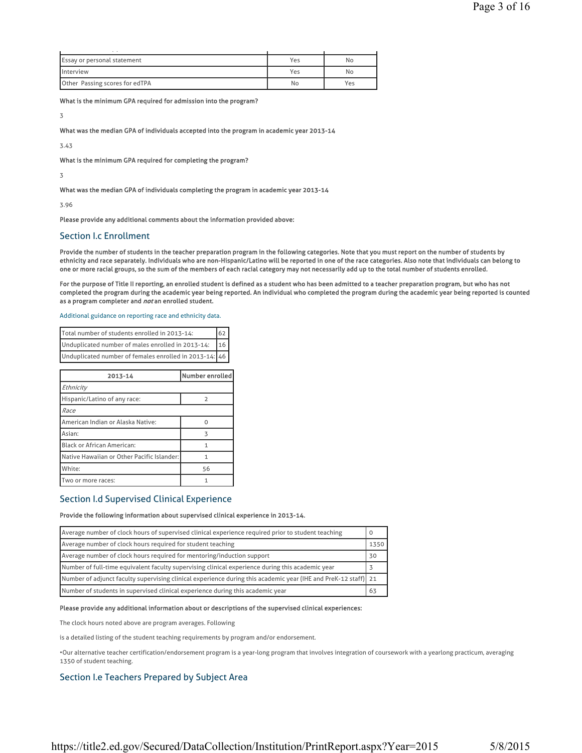| | | |
|---|---|---|
| Essay or personal statement | Yes | No |
| Interview | Yes | No |
| Other Passing scores for edTPA | No | Yes |

**What is the minimum GPA required for admission into the program?**

3

**What was the median GPA of individuals accepted into the program in academic year 2013-14**

3.43

**What is the minimum GPA required for completing the program?**

3

**What was the median GPA of individuals completing the program in academic year 2013-14**

3.96

**Please provide any additional comments about the information provided above:**

## Section I.c Enrollment

**Provide the number of students in the teacher preparation program in the following categories. Note that you must report on the number of students by ethnicity and race separately. Individuals who are non-Hispanic/Latino will be reported in one of the race categories. Also note that individuals can belong to one or more racial groups, so the sum of the members of each racial category may not necessarily add up to the total number of students enrolled.**

**For the purpose of Title II reporting, an enrolled student is defined as a student who has been admitted to a teacher preparation program, but who has not completed the program during the academic year being reported. An individual who completed the program during the academic year being reported is counted as a program completer and *not* an enrolled student.**

Additional guidance on reporting race and ethnicity data.

| | |
|---|---|
| Total number of students enrolled in 2013-14: | 62 |
| Unduplicated number of males enrolled in 2013-14: | 16 |
| Unduplicated number of females enrolled in 2013-14: | 46 |

| 2013-14 | Number enrolled |
|---|---|
| *Ethnicity* | |
| Hispanic/Latino of any race: | 2 |
| *Race* | |
| American Indian or Alaska Native: | 0 |
| Asian: | 3 |
| Black or African American: | 1 |
| Native Hawaiian or Other Pacific Islander: | 1 |
| White: | 56 |
| Two or more races: | 1 |

## Section I.d Supervised Clinical Experience

**Provide the following information about supervised clinical experience in 2013-14.**

| | |
|---|---|
| Average number of clock hours of supervised clinical experience required prior to student teaching | 0 |
| Average number of clock hours required for student teaching | 1350 |
| Average number of clock hours required for mentoring/induction support | 30 |
| Number of full-time equivalent faculty supervising clinical experience during this academic year | 3 |
| Number of adjunct faculty supervising clinical experience during this academic year (IHE and PreK-12 staff) | 21 |
| Number of students in supervised clinical experience during this academic year | 63 |

**Please provide any additional information about or descriptions of the supervised clinical experiences:**

The clock hours noted above are program averages. Following

is a detailed listing of the student teaching requirements by program and/or endorsement.

•Our alternative teacher certification/endorsement program is a year-long program that involves integration of coursework with a yearlong practicum, averaging 1350 of student teaching.

## Section I.e Teachers Prepared by Subject Area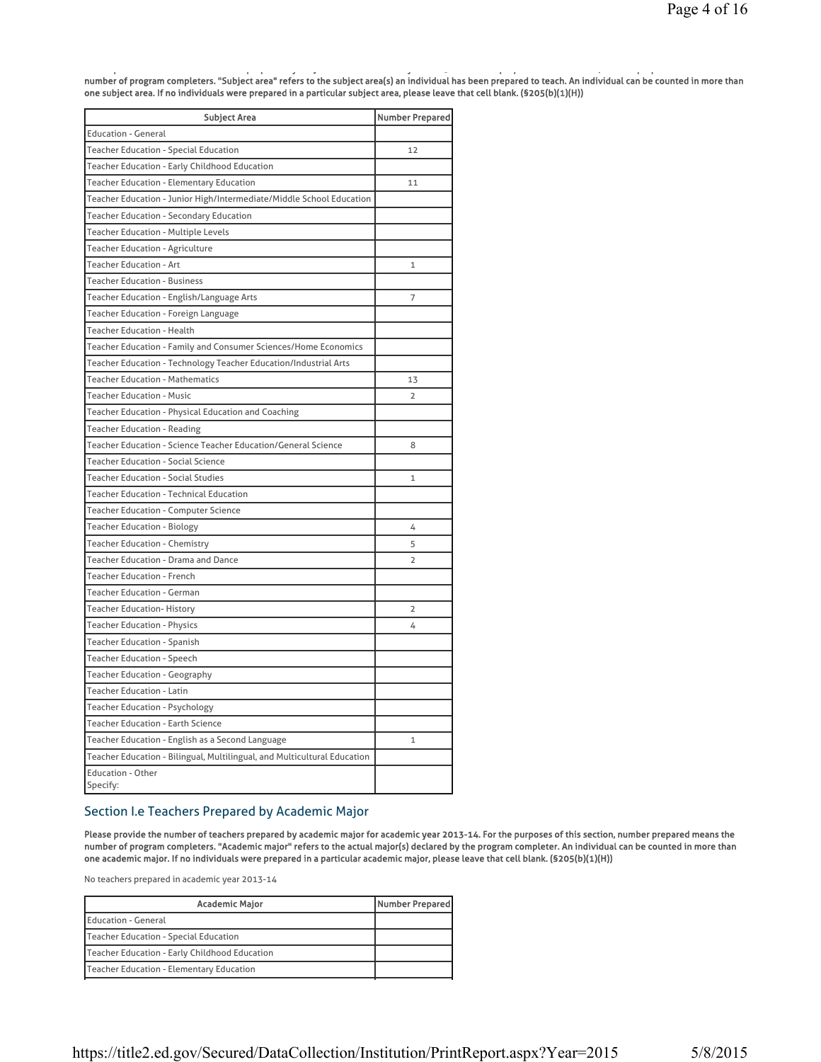number of program completers. "Subject area" refers to the subject area(s) an individual has been prepared to teach. An individual can be counted in more than one subject area. If no individuals were prepared in a particular subject area, please leave that cell blank. (§205(b)(1)(H))

| Subject Area | Number Prepared |
|---|---|
| Education - General | |
| Teacher Education - Special Education | 12 |
| Teacher Education - Early Childhood Education | |
| Teacher Education - Elementary Education | 11 |
| Teacher Education - Junior High/Intermediate/Middle School Education | |
| Teacher Education - Secondary Education | |
| Teacher Education - Multiple Levels | |
| Teacher Education - Agriculture | |
| Teacher Education - Art | 1 |
| Teacher Education - Business | |
| Teacher Education - English/Language Arts | 7 |
| Teacher Education - Foreign Language | |
| Teacher Education - Health | |
| Teacher Education - Family and Consumer Sciences/Home Economics | |
| Teacher Education - Technology Teacher Education/Industrial Arts | |
| Teacher Education - Mathematics | 13 |
| Teacher Education - Music | 2 |
| Teacher Education - Physical Education and Coaching | |
| Teacher Education - Reading | |
| Teacher Education - Science Teacher Education/General Science | 8 |
| Teacher Education - Social Science | |
| Teacher Education - Social Studies | 1 |
| Teacher Education - Technical Education | |
| Teacher Education - Computer Science | |
| Teacher Education - Biology | 4 |
| Teacher Education - Chemistry | 5 |
| Teacher Education - Drama and Dance | 2 |
| Teacher Education - French | |
| Teacher Education - German | |
| Teacher Education- History | 2 |
| Teacher Education - Physics | 4 |
| Teacher Education - Spanish | |
| Teacher Education - Speech | |
| Teacher Education - Geography | |
| Teacher Education - Latin | |
| Teacher Education - Psychology | |
| Teacher Education - Earth Science | |
| Teacher Education - English as a Second Language | 1 |
| Teacher Education - Bilingual, Multilingual, and Multicultural Education | |
| Education - Other Specify: | |

## Section I.e Teachers Prepared by Academic Major

**Please provide the number of teachers prepared by academic major for academic year 2013-14. For the purposes of this section, number prepared means the number of program completers. "Academic major" refers to the actual major(s) declared by the program completer. An individual can be counted in more than one academic major. If no individuals were prepared in a particular academic major, please leave that cell blank. (§205(b)(1)(H))**

No teachers prepared in academic year 2013-14

| Academic Major | Number Prepared |
|---|---|
| Education - General | |
| Teacher Education - Special Education | |
| Teacher Education - Early Childhood Education | |
| Teacher Education - Elementary Education | |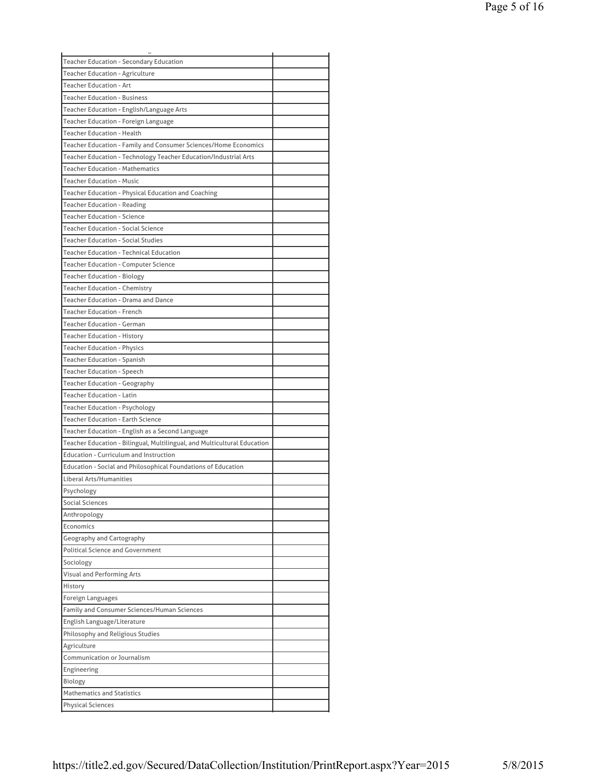| | |
|---|---|
| Teacher Education - Secondary Education | |
| Teacher Education - Agriculture | |
| Teacher Education - Art | |
| Teacher Education - Business | |
| Teacher Education - English/Language Arts | |
| Teacher Education - Foreign Language | |
| Teacher Education - Health | |
| Teacher Education - Family and Consumer Sciences/Home Economics | |
| Teacher Education - Technology Teacher Education/Industrial Arts | |
| Teacher Education - Mathematics | |
| Teacher Education - Music | |
| Teacher Education - Physical Education and Coaching | |
| Teacher Education - Reading | |
| Teacher Education - Science | |
| Teacher Education - Social Science | |
| Teacher Education - Social Studies | |
| Teacher Education - Technical Education | |
| Teacher Education - Computer Science | |
| Teacher Education - Biology | |
| Teacher Education - Chemistry | |
| Teacher Education - Drama and Dance | |
| Teacher Education - French | |
| Teacher Education - German | |
| Teacher Education - History | |
| Teacher Education - Physics | |
| Teacher Education - Spanish | |
| Teacher Education - Speech | |
| Teacher Education - Geography | |
| Teacher Education - Latin | |
| Teacher Education - Psychology | |
| Teacher Education - Earth Science | |
| Teacher Education - English as a Second Language | |
| Teacher Education - Bilingual, Multilingual, and Multicultural Education | |
| Education - Curriculum and Instruction | |
| Education - Social and Philosophical Foundations of Education | |
| Liberal Arts/Humanities | |
| Psychology | |
| Social Sciences | |
| Anthropology | |
| Economics | |
| Geography and Cartography | |
| Political Science and Government | |
| Sociology | |
| Visual and Performing Arts | |
| History | |
| Foreign Languages | |
| Family and Consumer Sciences/Human Sciences | |
| English Language/Literature | |
| Philosophy and Religious Studies | |
| Agriculture | |
| Communication or Journalism | |
| Engineering | |
| Biology | |
| Mathematics and Statistics | |
| Physical Sciences | |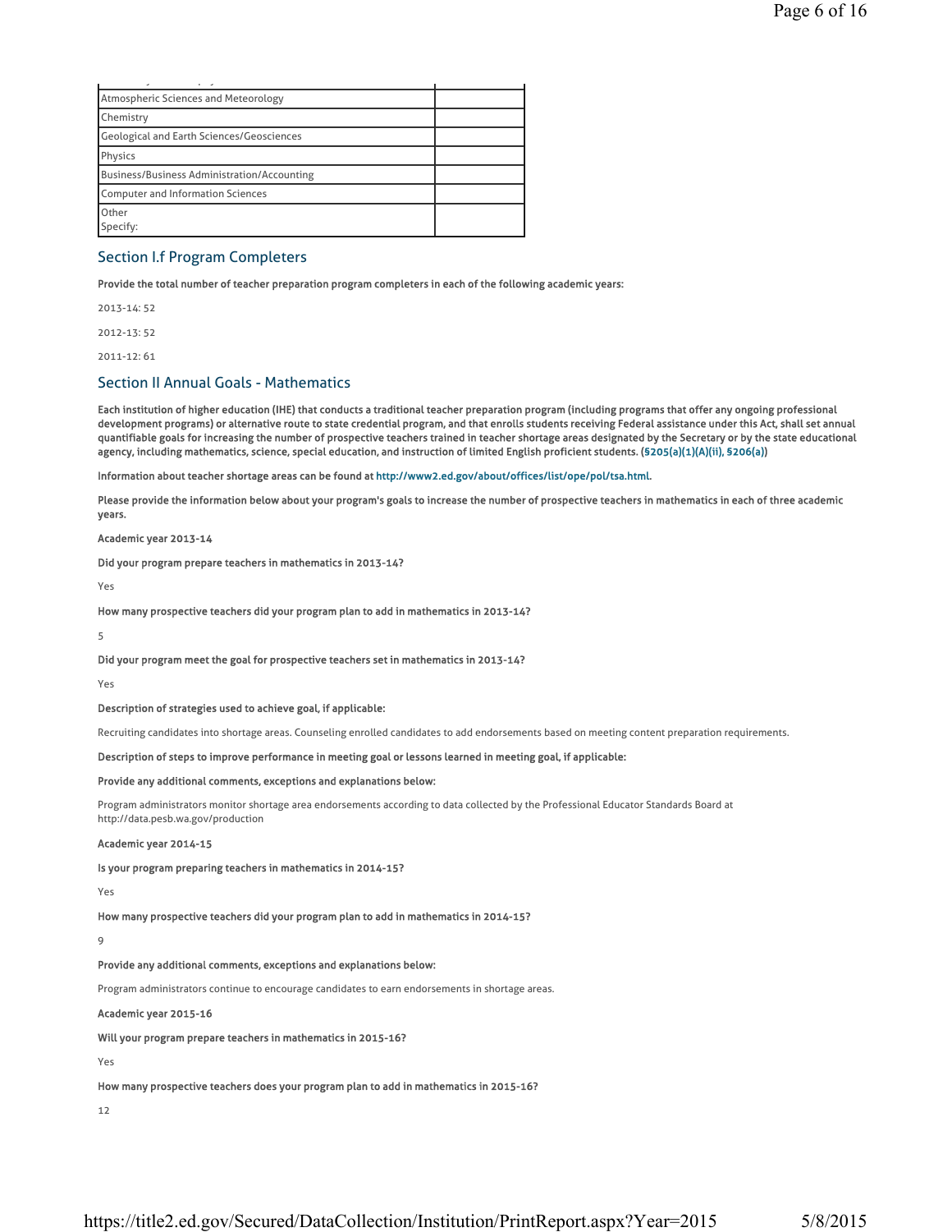| | |
|---|---|
| Atmospheric Sciences and Meteorology | |
| Chemistry | |
| Geological and Earth Sciences/Geosciences | |
| Physics | |
| Business/Business Administration/Accounting | |
| Computer and Information Sciences | |
| Other<br>Specify: | |

## Section I.f Program Completers

**Provide the total number of teacher preparation program completers in each of the following academic years:**

2013-14: 52

2012-13: 52

2011-12: 61

## Section II Annual Goals - Mathematics

**Each institution of higher education (IHE) that conducts a traditional teacher preparation program (including programs that offer any ongoing professional development programs) or alternative route to state credential program, and that enrolls students receiving Federal assistance under this Act, shall set annual quantifiable goals for increasing the number of prospective teachers trained in teacher shortage areas designated by the Secretary or by the state educational agency, including mathematics, science, special education, and instruction of limited English proficient students. (§205(a)(1)(A)(ii), §206(a))**

**Information about teacher shortage areas can be found at http://www2.ed.gov/about/offices/list/ope/pol/tsa.html.**

**Please provide the information below about your program's goals to increase the number of prospective teachers in mathematics in each of three academic years.**

**Academic year 2013-14**

**Did your program prepare teachers in mathematics in 2013-14?**

Yes

**How many prospective teachers did your program plan to add in mathematics in 2013-14?**

5

**Did your program meet the goal for prospective teachers set in mathematics in 2013-14?**

Yes

**Description of strategies used to achieve goal, if applicable:**

Recruiting candidates into shortage areas. Counseling enrolled candidates to add endorsements based on meeting content preparation requirements.

**Description of steps to improve performance in meeting goal or lessons learned in meeting goal, if applicable:**

**Provide any additional comments, exceptions and explanations below:**

Program administrators monitor shortage area endorsements according to data collected by the Professional Educator Standards Board at http://data.pesb.wa.gov/production

**Academic year 2014-15**

**Is your program preparing teachers in mathematics in 2014-15?**

Yes

**How many prospective teachers did your program plan to add in mathematics in 2014-15?**

9

**Provide any additional comments, exceptions and explanations below:**

Program administrators continue to encourage candidates to earn endorsements in shortage areas.

**Academic year 2015-16**

**Will your program prepare teachers in mathematics in 2015-16?**

Yes

**How many prospective teachers does your program plan to add in mathematics in 2015-16?**

12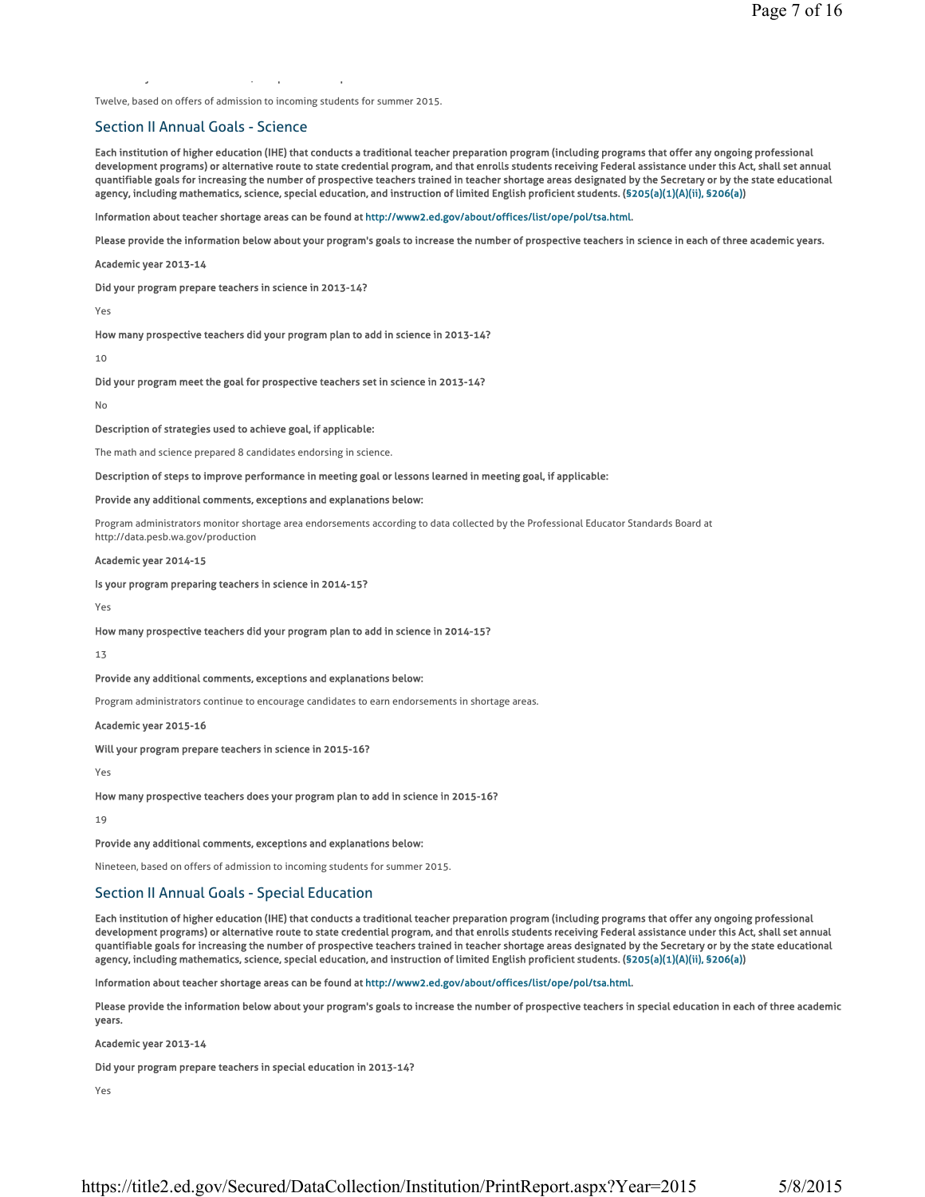Twelve, based on offers of admission to incoming students for summer 2015.

## Section II Annual Goals - Science

**Each institution of higher education (IHE) that conducts a traditional teacher preparation program (including programs that offer any ongoing professional development programs) or alternative route to state credential program, and that enrolls students receiving Federal assistance under this Act, shall set annual quantifiable goals for increasing the number of prospective teachers trained in teacher shortage areas designated by the Secretary or by the state educational agency, including mathematics, science, special education, and instruction of limited English proficient students. (§205(a)(1)(A)(ii), §206(a))**

**Information about teacher shortage areas can be found at http://www2.ed.gov/about/offices/list/ope/pol/tsa.html.**

**Please provide the information below about your program's goals to increase the number of prospective teachers in science in each of three academic years.**

**Academic year 2013-14**

**Did your program prepare teachers in science in 2013-14?**

Yes

**How many prospective teachers did your program plan to add in science in 2013-14?**

10

**Did your program meet the goal for prospective teachers set in science in 2013-14?**

No

**Description of strategies used to achieve goal, if applicable:**

The math and science prepared 8 candidates endorsing in science.

**Description of steps to improve performance in meeting goal or lessons learned in meeting goal, if applicable:**

**Provide any additional comments, exceptions and explanations below:**

Program administrators monitor shortage area endorsements according to data collected by the Professional Educator Standards Board at http://data.pesb.wa.gov/production

**Academic year 2014-15**

**Is your program preparing teachers in science in 2014-15?**

Yes

**How many prospective teachers did your program plan to add in science in 2014-15?**

13

**Provide any additional comments, exceptions and explanations below:**

Program administrators continue to encourage candidates to earn endorsements in shortage areas.

**Academic year 2015-16**

**Will your program prepare teachers in science in 2015-16?**

Yes

**How many prospective teachers does your program plan to add in science in 2015-16?**

19

**Provide any additional comments, exceptions and explanations below:**

Nineteen, based on offers of admission to incoming students for summer 2015.

## Section II Annual Goals - Special Education

**Each institution of higher education (IHE) that conducts a traditional teacher preparation program (including programs that offer any ongoing professional development programs) or alternative route to state credential program, and that enrolls students receiving Federal assistance under this Act, shall set annual quantifiable goals for increasing the number of prospective teachers trained in teacher shortage areas designated by the Secretary or by the state educational agency, including mathematics, science, special education, and instruction of limited English proficient students. (§205(a)(1)(A)(ii), §206(a))**

**Information about teacher shortage areas can be found at http://www2.ed.gov/about/offices/list/ope/pol/tsa.html.**

**Please provide the information below about your program's goals to increase the number of prospective teachers in special education in each of three academic years.**

**Academic year 2013-14**

**Did your program prepare teachers in special education in 2013-14?**

Yes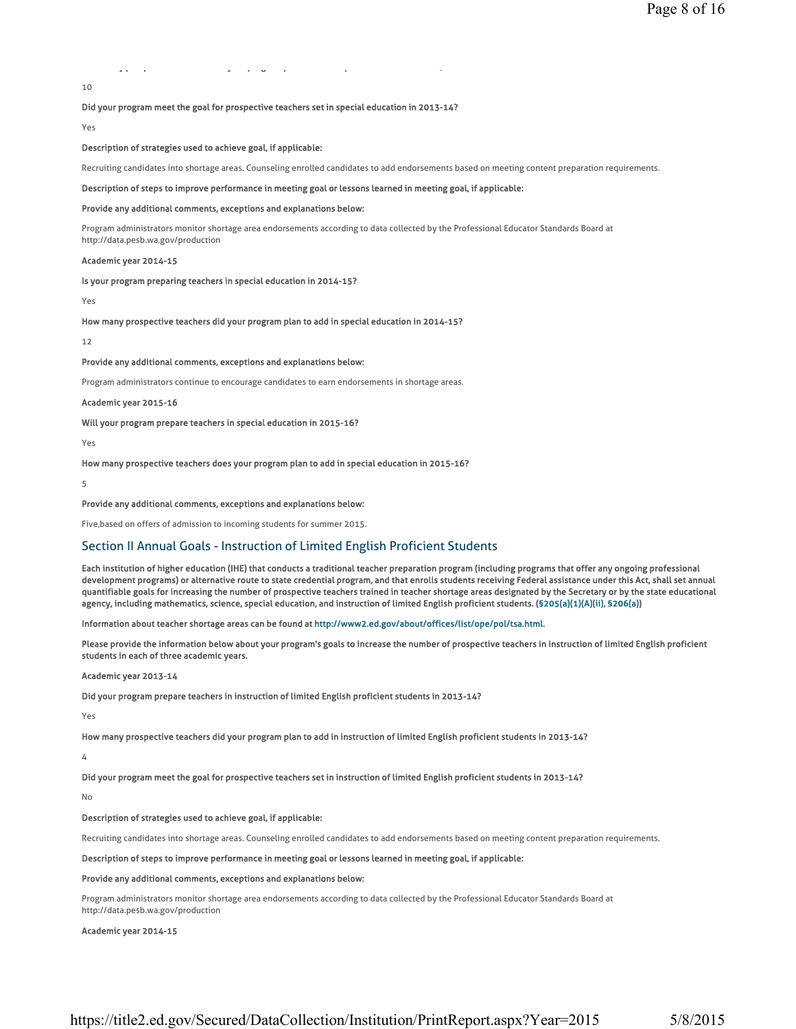10

**Did your program meet the goal for prospective teachers set in special education in 2013-14?**

Yes

**Description of strategies used to achieve goal, if applicable:**

Recruiting candidates into shortage areas. Counseling enrolled candidates to add endorsements based on meeting content preparation requirements.

**Description of steps to improve performance in meeting goal or lessons learned in meeting goal, if applicable:**

**Provide any additional comments, exceptions and explanations below:**

Program administrators monitor shortage area endorsements according to data collected by the Professional Educator Standards Board at http://data.pesb.wa.gov/production

**Academic year 2014-15**

**Is your program preparing teachers in special education in 2014-15?**

Yes

**How many prospective teachers did your program plan to add in special education in 2014-15?**

12

**Provide any additional comments, exceptions and explanations below:**

Program administrators continue to encourage candidates to earn endorsements in shortage areas.

**Academic year 2015-16**

**Will your program prepare teachers in special education in 2015-16?**

Yes

**How many prospective teachers does your program plan to add in special education in 2015-16?**

5

**Provide any additional comments, exceptions and explanations below:**

Five,based on offers of admission to incoming students for summer 2015.

## Section II Annual Goals - Instruction of Limited English Proficient Students

**Each institution of higher education (IHE) that conducts a traditional teacher preparation program (including programs that offer any ongoing professional development programs) or alternative route to state credential program, and that enrolls students receiving Federal assistance under this Act, shall set annual quantifiable goals for increasing the number of prospective teachers trained in teacher shortage areas designated by the Secretary or by the state educational agency, including mathematics, science, special education, and instruction of limited English proficient students. (§205(a)(1)(A)(ii), §206(a))**

**Information about teacher shortage areas can be found at http://www2.ed.gov/about/offices/list/ope/pol/tsa.html.**

**Please provide the information below about your program's goals to increase the number of prospective teachers in instruction of limited English proficient students in each of three academic years.**

**Academic year 2013-14**

**Did your program prepare teachers in instruction of limited English proficient students in 2013-14?**

Yes

**How many prospective teachers did your program plan to add in instruction of limited English proficient students in 2013-14?**

4

**Did your program meet the goal for prospective teachers set in instruction of limited English proficient students in 2013-14?**

No

**Description of strategies used to achieve goal, if applicable:**

Recruiting candidates into shortage areas. Counseling enrolled candidates to add endorsements based on meeting content preparation requirements.

**Description of steps to improve performance in meeting goal or lessons learned in meeting goal, if applicable:**

**Provide any additional comments, exceptions and explanations below:**

Program administrators monitor shortage area endorsements according to data collected by the Professional Educator Standards Board at http://data.pesb.wa.gov/production

**Academic year 2014-15**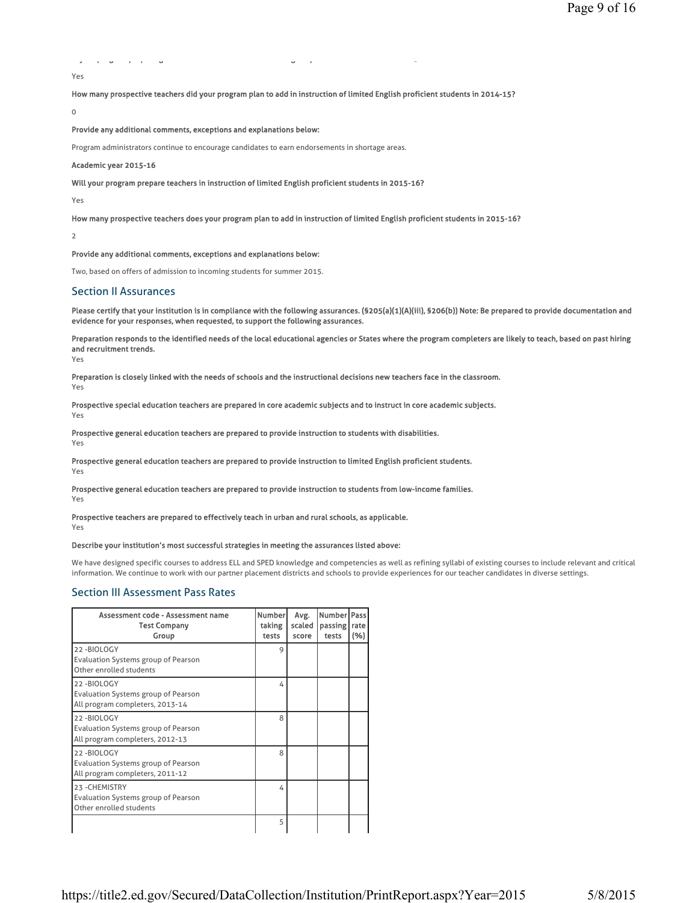Yes

**How many prospective teachers did your program plan to add in instruction of limited English proficient students in 2014-15?**

0

**Provide any additional comments, exceptions and explanations below:**

Program administrators continue to encourage candidates to earn endorsements in shortage areas.

**Academic year 2015-16**

**Will your program prepare teachers in instruction of limited English proficient students in 2015-16?**

Yes

**How many prospective teachers does your program plan to add in instruction of limited English proficient students in 2015-16?**

2

**Provide any additional comments, exceptions and explanations below:**

Two, based on offers of admission to incoming students for summer 2015.

## Section II Assurances

**Please certify that your institution is in compliance with the following assurances. (§205(a)(1)(A)(iii), §206(b)) Note: Be prepared to provide documentation and evidence for your responses, when requested, to support the following assurances.**

**Preparation responds to the identified needs of the local educational agencies or States where the program completers are likely to teach, based on past hiring and recruitment trends.**
Yes

**Preparation is closely linked with the needs of schools and the instructional decisions new teachers face in the classroom.**
Yes

**Prospective special education teachers are prepared in core academic subjects and to instruct in core academic subjects.**
Yes

**Prospective general education teachers are prepared to provide instruction to students with disabilities.**
Yes

**Prospective general education teachers are prepared to provide instruction to limited English proficient students.**
Yes

**Prospective general education teachers are prepared to provide instruction to students from low-income families.**
Yes

**Prospective teachers are prepared to effectively teach in urban and rural schools, as applicable.**
Yes

**Describe your institution's most successful strategies in meeting the assurances listed above:**

We have designed specific courses to address ELL and SPED knowledge and competencies as well as refining syllabi of existing courses to include relevant and critical information. We continue to work with our partner placement districts and schools to provide experiences for our teacher candidates in diverse settings.

## Section III Assessment Pass Rates

| Assessment code - Assessment name<br>Test Company<br>Group | Number taking tests | Avg. scaled score | Number passing tests | Pass rate (%) |
|---|---|---|---|---|
| 22 -BIOLOGY<br>Evaluation Systems group of Pearson<br>Other enrolled students | 9 | | | |
| 22 -BIOLOGY<br>Evaluation Systems group of Pearson<br>All program completers, 2013-14 | 4 | | | |
| 22 -BIOLOGY<br>Evaluation Systems group of Pearson<br>All program completers, 2012-13 | 8 | | | |
| 22 -BIOLOGY<br>Evaluation Systems group of Pearson<br>All program completers, 2011-12 | 8 | | | |
| 23 -CHEMISTRY<br>Evaluation Systems group of Pearson<br>Other enrolled students | 4 | | | |
| | 5 | | | |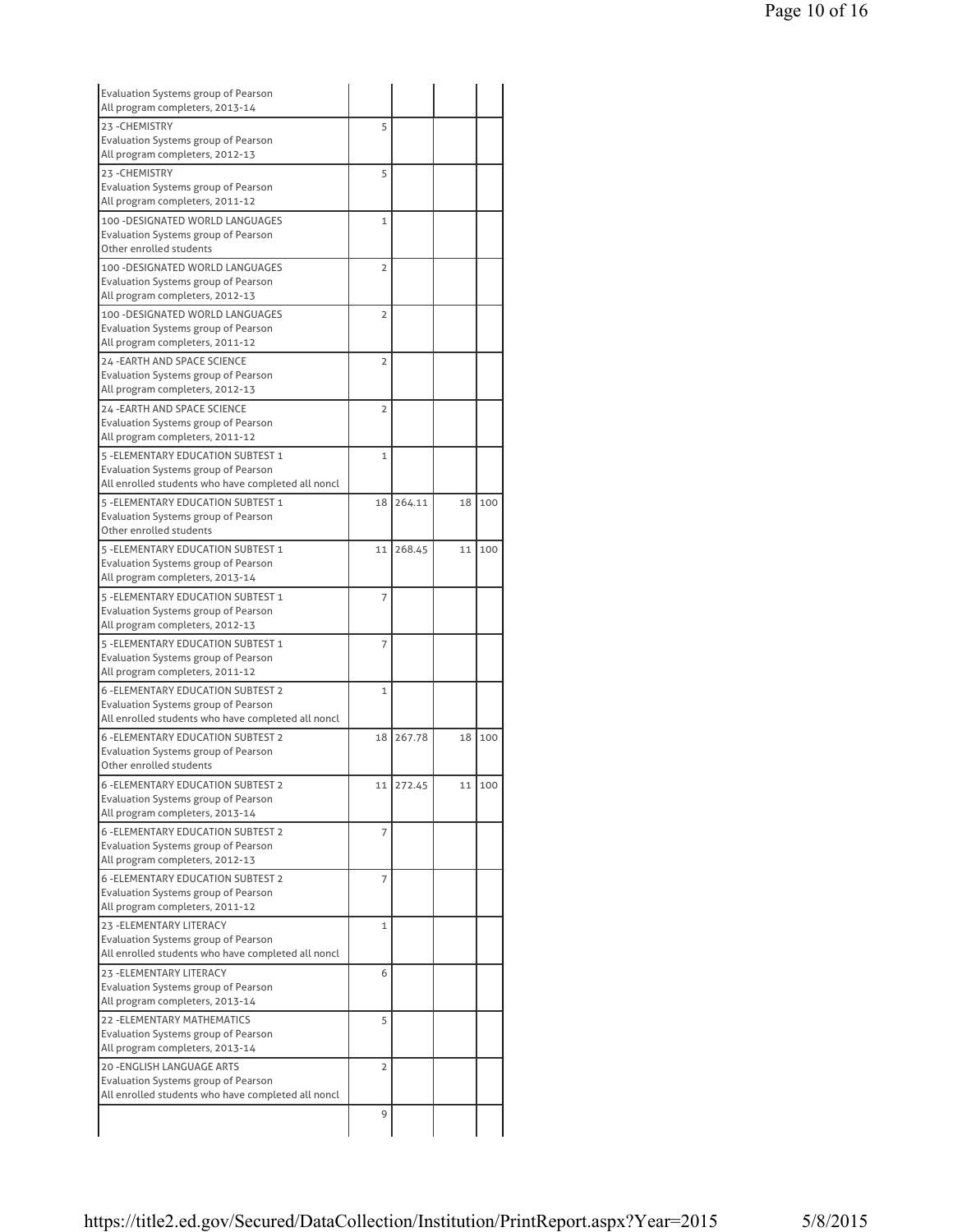| | | | | |
|---|---|---|---|---|
| Evaluation Systems group of Pearson<br>All program completers, 2013-14 | | | | |
| 23 -CHEMISTRY<br>Evaluation Systems group of Pearson<br>All program completers, 2012-13 | 5 | | | |
| 23 -CHEMISTRY<br>Evaluation Systems group of Pearson<br>All program completers, 2011-12 | 5 | | | |
| 100 -DESIGNATED WORLD LANGUAGES<br>Evaluation Systems group of Pearson<br>Other enrolled students | 1 | | | |
| 100 -DESIGNATED WORLD LANGUAGES<br>Evaluation Systems group of Pearson<br>All program completers, 2012-13 | 2 | | | |
| 100 -DESIGNATED WORLD LANGUAGES<br>Evaluation Systems group of Pearson<br>All program completers, 2011-12 | 2 | | | |
| 24 -EARTH AND SPACE SCIENCE<br>Evaluation Systems group of Pearson<br>All program completers, 2012-13 | 2 | | | |
| 24 -EARTH AND SPACE SCIENCE<br>Evaluation Systems group of Pearson<br>All program completers, 2011-12 | 2 | | | |
| 5 -ELEMENTARY EDUCATION SUBTEST 1<br>Evaluation Systems group of Pearson<br>All enrolled students who have completed all noncl | 1 | | | |
| 5 -ELEMENTARY EDUCATION SUBTEST 1<br>Evaluation Systems group of Pearson<br>Other enrolled students | 18 | 264.11 | 18 | 100 |
| 5 -ELEMENTARY EDUCATION SUBTEST 1<br>Evaluation Systems group of Pearson<br>All program completers, 2013-14 | 11 | 268.45 | 11 | 100 |
| 5 -ELEMENTARY EDUCATION SUBTEST 1<br>Evaluation Systems group of Pearson<br>All program completers, 2012-13 | 7 | | | |
| 5 -ELEMENTARY EDUCATION SUBTEST 1<br>Evaluation Systems group of Pearson<br>All program completers, 2011-12 | 7 | | | |
| 6 -ELEMENTARY EDUCATION SUBTEST 2<br>Evaluation Systems group of Pearson<br>All enrolled students who have completed all noncl | 1 | | | |
| 6 -ELEMENTARY EDUCATION SUBTEST 2<br>Evaluation Systems group of Pearson<br>Other enrolled students | 18 | 267.78 | 18 | 100 |
| 6 -ELEMENTARY EDUCATION SUBTEST 2<br>Evaluation Systems group of Pearson<br>All program completers, 2013-14 | 11 | 272.45 | 11 | 100 |
| 6 -ELEMENTARY EDUCATION SUBTEST 2<br>Evaluation Systems group of Pearson<br>All program completers, 2012-13 | 7 | | | |
| 6 -ELEMENTARY EDUCATION SUBTEST 2<br>Evaluation Systems group of Pearson<br>All program completers, 2011-12 | 7 | | | |
| 23 -ELEMENTARY LITERACY<br>Evaluation Systems group of Pearson<br>All enrolled students who have completed all noncl | 1 | | | |
| 23 -ELEMENTARY LITERACY<br>Evaluation Systems group of Pearson<br>All program completers, 2013-14 | 6 | | | |
| 22 -ELEMENTARY MATHEMATICS<br>Evaluation Systems group of Pearson<br>All program completers, 2013-14 | 5 | | | |
| 20 -ENGLISH LANGUAGE ARTS<br>Evaluation Systems group of Pearson<br>All enrolled students who have completed all noncl | 2 | | | |
| | 9 | | | |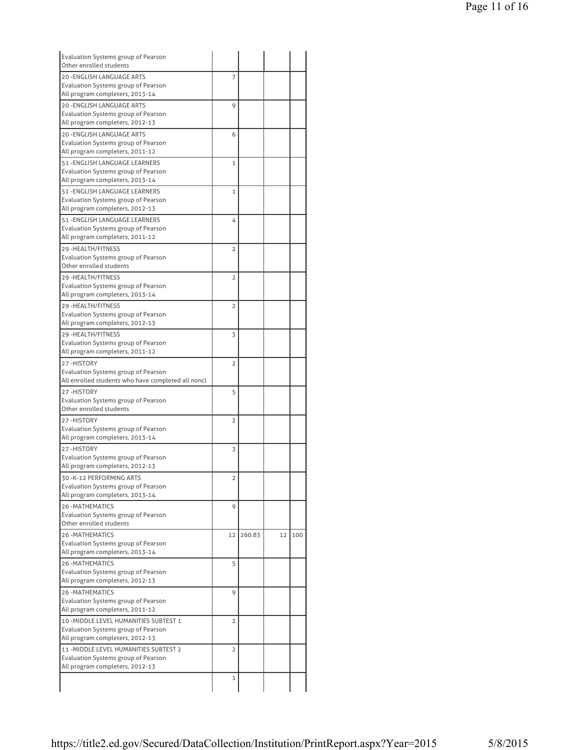| | | | | |
|---|---|---|---|---|
| Evaluation Systems group of Pearson<br>Other enrolled students | | | | |
| 20 -ENGLISH LANGUAGE ARTS<br>Evaluation Systems group of Pearson<br>All program completers, 2013-14 | 7 | | | |
| 20 -ENGLISH LANGUAGE ARTS<br>Evaluation Systems group of Pearson<br>All program completers, 2012-13 | 9 | | | |
| 20 -ENGLISH LANGUAGE ARTS<br>Evaluation Systems group of Pearson<br>All program completers, 2011-12 | 6 | | | |
| 51 -ENGLISH LANGUAGE LEARNERS<br>Evaluation Systems group of Pearson<br>All program completers, 2013-14 | 1 | | | |
| 51 -ENGLISH LANGUAGE LEARNERS<br>Evaluation Systems group of Pearson<br>All program completers, 2012-13 | 1 | | | |
| 51 -ENGLISH LANGUAGE LEARNERS<br>Evaluation Systems group of Pearson<br>All program completers, 2011-12 | 4 | | | |
| 29 -HEALTH/FITNESS<br>Evaluation Systems group of Pearson<br>Other enrolled students | 2 | | | |
| 29 -HEALTH/FITNESS<br>Evaluation Systems group of Pearson<br>All program completers, 2013-14 | 2 | | | |
| 29 -HEALTH/FITNESS<br>Evaluation Systems group of Pearson<br>All program completers, 2012-13 | 2 | | | |
| 29 -HEALTH/FITNESS<br>Evaluation Systems group of Pearson<br>All program completers, 2011-12 | 3 | | | |
| 27 -HISTORY<br>Evaluation Systems group of Pearson<br>All enrolled students who have completed all noncl | 2 | | | |
| 27 -HISTORY<br>Evaluation Systems group of Pearson<br>Other enrolled students | 5 | | | |
| 27 -HISTORY<br>Evaluation Systems group of Pearson<br>All program completers, 2013-14 | 2 | | | |
| 27 -HISTORY<br>Evaluation Systems group of Pearson<br>All program completers, 2012-13 | 3 | | | |
| 30 -K-12 PERFORMING ARTS<br>Evaluation Systems group of Pearson<br>All program completers, 2013-14 | 2 | | | |
| 26 -MATHEMATICS<br>Evaluation Systems group of Pearson<br>Other enrolled students | 9 | | | |
| 26 -MATHEMATICS<br>Evaluation Systems group of Pearson<br>All program completers, 2013-14 | 12 | 260.83 | 12 | 100 |
| 26 -MATHEMATICS<br>Evaluation Systems group of Pearson<br>All program completers, 2012-13 | 5 | | | |
| 26 -MATHEMATICS<br>Evaluation Systems group of Pearson<br>All program completers, 2011-12 | 9 | | | |
| 10 -MIDDLE LEVEL HUMANITIES SUBTEST 1<br>Evaluation Systems group of Pearson<br>All program completers, 2012-13 | 2 | | | |
| 11 -MIDDLE LEVEL HUMANITIES SUBTEST 2<br>Evaluation Systems group of Pearson<br>All program completers, 2012-13 | 2 | | | |
| | 1 | | | |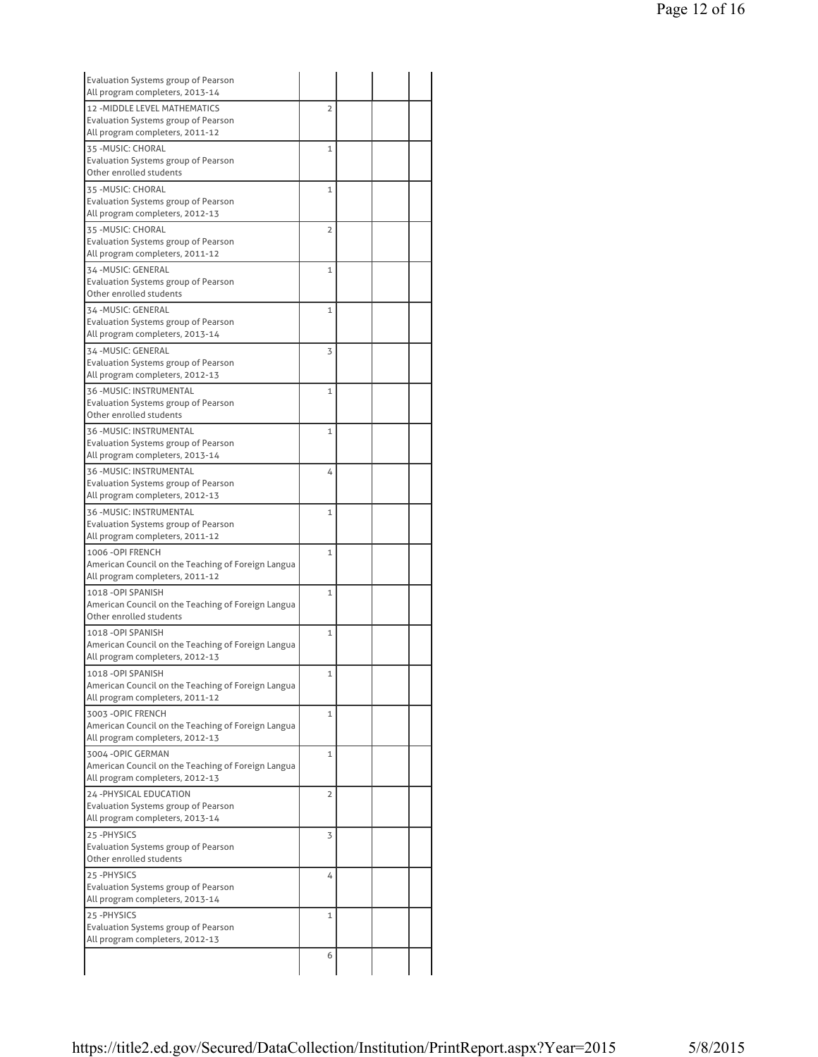| | | | | |
|---|---|---|---|---|
| Evaluation Systems group of Pearson<br>All program completers, 2013-14 | | | | |
| 12 -MIDDLE LEVEL MATHEMATICS<br>Evaluation Systems group of Pearson<br>All program completers, 2011-12 | 2 | | | |
| 35 -MUSIC: CHORAL<br>Evaluation Systems group of Pearson<br>Other enrolled students | 1 | | | |
| 35 -MUSIC: CHORAL<br>Evaluation Systems group of Pearson<br>All program completers, 2012-13 | 1 | | | |
| 35 -MUSIC: CHORAL<br>Evaluation Systems group of Pearson<br>All program completers, 2011-12 | 2 | | | |
| 34 -MUSIC: GENERAL<br>Evaluation Systems group of Pearson<br>Other enrolled students | 1 | | | |
| 34 -MUSIC: GENERAL<br>Evaluation Systems group of Pearson<br>All program completers, 2013-14 | 1 | | | |
| 34 -MUSIC: GENERAL<br>Evaluation Systems group of Pearson<br>All program completers, 2012-13 | 3 | | | |
| 36 -MUSIC: INSTRUMENTAL<br>Evaluation Systems group of Pearson<br>Other enrolled students | 1 | | | |
| 36 -MUSIC: INSTRUMENTAL<br>Evaluation Systems group of Pearson<br>All program completers, 2013-14 | 1 | | | |
| 36 -MUSIC: INSTRUMENTAL<br>Evaluation Systems group of Pearson<br>All program completers, 2012-13 | 4 | | | |
| 36 -MUSIC: INSTRUMENTAL<br>Evaluation Systems group of Pearson<br>All program completers, 2011-12 | 1 | | | |
| 1006 -OPI FRENCH<br>American Council on the Teaching of Foreign Langua<br>All program completers, 2011-12 | 1 | | | |
| 1018 -OPI SPANISH<br>American Council on the Teaching of Foreign Langua<br>Other enrolled students | 1 | | | |
| 1018 -OPI SPANISH<br>American Council on the Teaching of Foreign Langua<br>All program completers, 2012-13 | 1 | | | |
| 1018 -OPI SPANISH<br>American Council on the Teaching of Foreign Langua<br>All program completers, 2011-12 | 1 | | | |
| 3003 -OPIC FRENCH<br>American Council on the Teaching of Foreign Langua<br>All program completers, 2012-13 | 1 | | | |
| 3004 -OPIC GERMAN<br>American Council on the Teaching of Foreign Langua<br>All program completers, 2012-13 | 1 | | | |
| 24 -PHYSICAL EDUCATION<br>Evaluation Systems group of Pearson<br>All program completers, 2013-14 | 2 | | | |
| 25 -PHYSICS<br>Evaluation Systems group of Pearson<br>Other enrolled students | 3 | | | |
| 25 -PHYSICS<br>Evaluation Systems group of Pearson<br>All program completers, 2013-14 | 4 | | | |
| 25 -PHYSICS<br>Evaluation Systems group of Pearson<br>All program completers, 2012-13 | 1 | | | |
| | 6 | | | |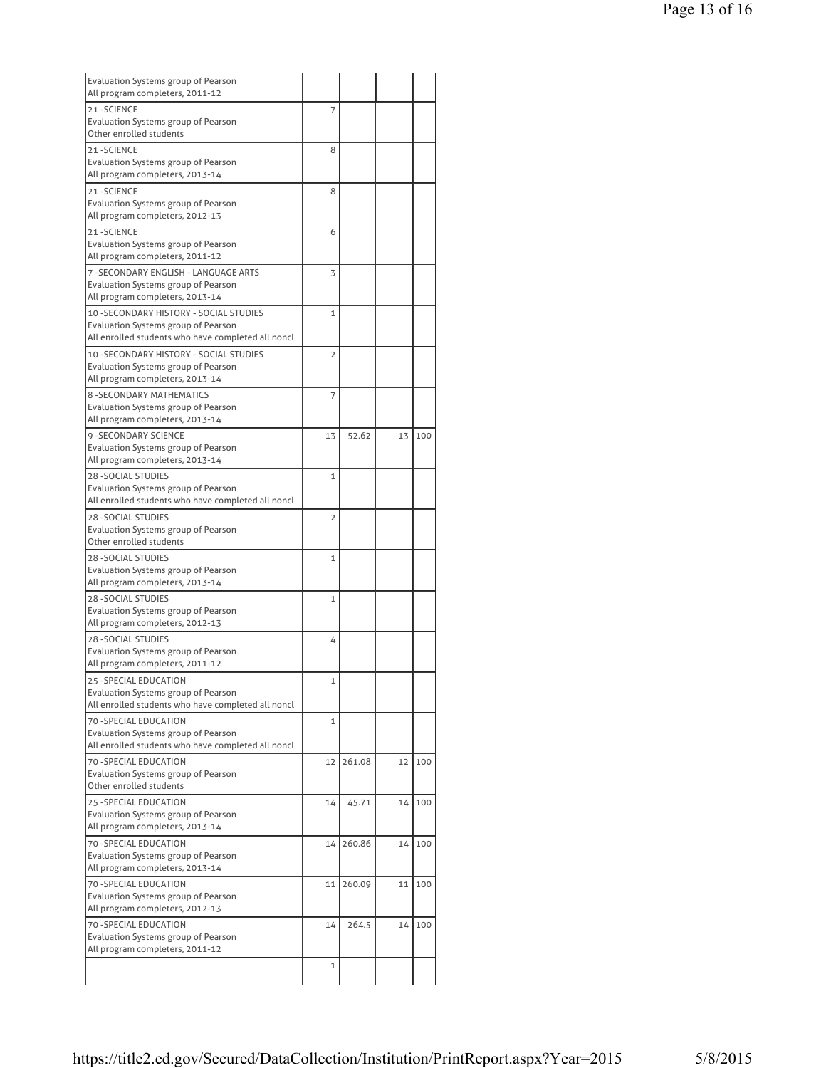| | | | | |
|---|---|---|---|---|
| Evaluation Systems group of Pearson<br>All program completers, 2011-12 | | | | |
| 21 -SCIENCE<br>Evaluation Systems group of Pearson<br>Other enrolled students | 7 | | | |
| 21 -SCIENCE<br>Evaluation Systems group of Pearson<br>All program completers, 2013-14 | 8 | | | |
| 21 -SCIENCE<br>Evaluation Systems group of Pearson<br>All program completers, 2012-13 | 8 | | | |
| 21 -SCIENCE<br>Evaluation Systems group of Pearson<br>All program completers, 2011-12 | 6 | | | |
| 7 -SECONDARY ENGLISH - LANGUAGE ARTS<br>Evaluation Systems group of Pearson<br>All program completers, 2013-14 | 3 | | | |
| 10 -SECONDARY HISTORY - SOCIAL STUDIES<br>Evaluation Systems group of Pearson<br>All enrolled students who have completed all noncl | 1 | | | |
| 10 -SECONDARY HISTORY - SOCIAL STUDIES<br>Evaluation Systems group of Pearson<br>All program completers, 2013-14 | 2 | | | |
| 8 -SECONDARY MATHEMATICS<br>Evaluation Systems group of Pearson<br>All program completers, 2013-14 | 7 | | | |
| 9 -SECONDARY SCIENCE<br>Evaluation Systems group of Pearson<br>All program completers, 2013-14 | 13 | 52.62 | 13 | 100 |
| 28 -SOCIAL STUDIES<br>Evaluation Systems group of Pearson<br>All enrolled students who have completed all noncl | 1 | | | |
| 28 -SOCIAL STUDIES<br>Evaluation Systems group of Pearson<br>Other enrolled students | 2 | | | |
| 28 -SOCIAL STUDIES<br>Evaluation Systems group of Pearson<br>All program completers, 2013-14 | 1 | | | |
| 28 -SOCIAL STUDIES<br>Evaluation Systems group of Pearson<br>All program completers, 2012-13 | 1 | | | |
| 28 -SOCIAL STUDIES<br>Evaluation Systems group of Pearson<br>All program completers, 2011-12 | 4 | | | |
| 25 -SPECIAL EDUCATION<br>Evaluation Systems group of Pearson<br>All enrolled students who have completed all noncl | 1 | | | |
| 70 -SPECIAL EDUCATION<br>Evaluation Systems group of Pearson<br>All enrolled students who have completed all noncl | 1 | | | |
| 70 -SPECIAL EDUCATION<br>Evaluation Systems group of Pearson<br>Other enrolled students | 12 | 261.08 | 12 | 100 |
| 25 -SPECIAL EDUCATION<br>Evaluation Systems group of Pearson<br>All program completers, 2013-14 | 14 | 45.71 | 14 | 100 |
| 70 -SPECIAL EDUCATION<br>Evaluation Systems group of Pearson<br>All program completers, 2013-14 | 14 | 260.86 | 14 | 100 |
| 70 -SPECIAL EDUCATION<br>Evaluation Systems group of Pearson<br>All program completers, 2012-13 | 11 | 260.09 | 11 | 100 |
| 70 -SPECIAL EDUCATION<br>Evaluation Systems group of Pearson<br>All program completers, 2011-12 | 14 | 264.5 | 14 | 100 |
| | 1 | | | |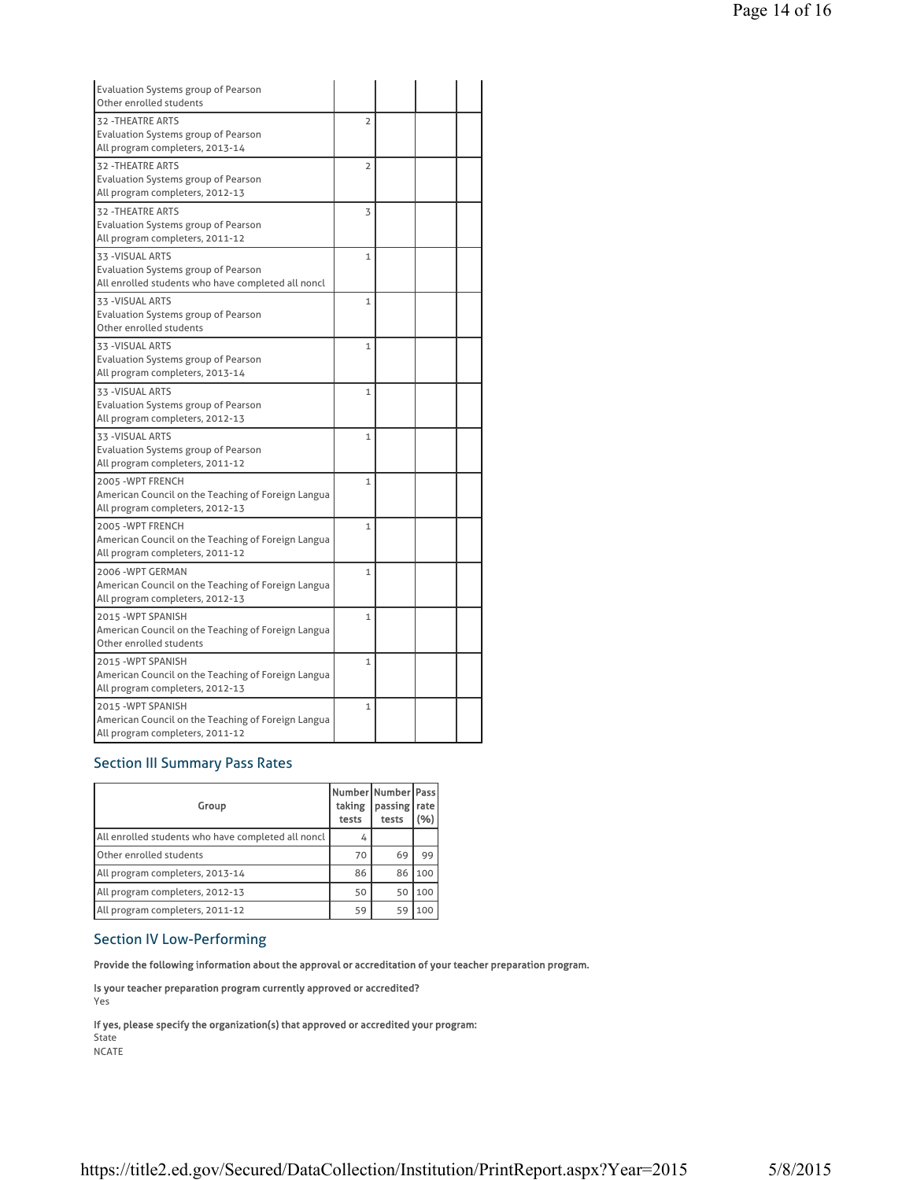| | | | | |
|---|---|---|---|---|
| Evaluation Systems group of Pearson<br>Other enrolled students | | | | |
| 32 -THEATRE ARTS<br>Evaluation Systems group of Pearson<br>All program completers, 2013-14 | 2 | | | |
| 32 -THEATRE ARTS<br>Evaluation Systems group of Pearson<br>All program completers, 2012-13 | 2 | | | |
| 32 -THEATRE ARTS<br>Evaluation Systems group of Pearson<br>All program completers, 2011-12 | 3 | | | |
| 33 -VISUAL ARTS<br>Evaluation Systems group of Pearson<br>All enrolled students who have completed all noncl | 1 | | | |
| 33 -VISUAL ARTS<br>Evaluation Systems group of Pearson<br>Other enrolled students | 1 | | | |
| 33 -VISUAL ARTS<br>Evaluation Systems group of Pearson<br>All program completers, 2013-14 | 1 | | | |
| 33 -VISUAL ARTS<br>Evaluation Systems group of Pearson<br>All program completers, 2012-13 | 1 | | | |
| 33 -VISUAL ARTS<br>Evaluation Systems group of Pearson<br>All program completers, 2011-12 | 1 | | | |
| 2005 -WPT FRENCH<br>American Council on the Teaching of Foreign Langua<br>All program completers, 2012-13 | 1 | | | |
| 2005 -WPT FRENCH<br>American Council on the Teaching of Foreign Langua<br>All program completers, 2011-12 | 1 | | | |
| 2006 -WPT GERMAN<br>American Council on the Teaching of Foreign Langua<br>All program completers, 2012-13 | 1 | | | |
| 2015 -WPT SPANISH<br>American Council on the Teaching of Foreign Langua<br>Other enrolled students | 1 | | | |
| 2015 -WPT SPANISH<br>American Council on the Teaching of Foreign Langua<br>All program completers, 2012-13 | 1 | | | |
| 2015 -WPT SPANISH<br>American Council on the Teaching of Foreign Langua<br>All program completers, 2011-12 | 1 | | | |

## Section III Summary Pass Rates

| Group | Number taking tests | Number passing tests | Pass rate (%) |
|---|---|---|---|
| All enrolled students who have completed all noncl | 4 | | |
| Other enrolled students | 70 | 69 | 99 |
| All program completers, 2013-14 | 86 | 86 | 100 |
| All program completers, 2012-13 | 50 | 50 | 100 |
| All program completers, 2011-12 | 59 | 59 | 100 |

## Section IV Low-Performing

**Provide the following information about the approval or accreditation of your teacher preparation program.**

**Is your teacher preparation program currently approved or accredited?**
Yes

**If yes, please specify the organization(s) that approved or accredited your program:**
State
NCATE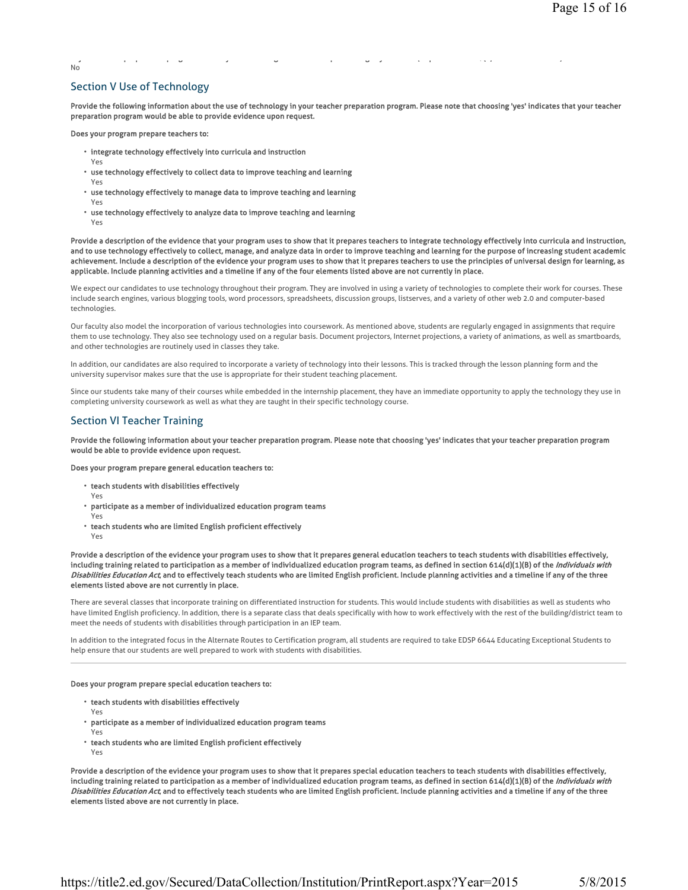No

## Section V Use of Technology

**Provide the following information about the use of technology in your teacher preparation program. Please note that choosing 'yes' indicates that your teacher preparation program would be able to provide evidence upon request.**

**Does your program prepare teachers to:**

- **integrate technology effectively into curricula and instruction**
  Yes
- **use technology effectively to collect data to improve teaching and learning**
  Yes
- **use technology effectively to manage data to improve teaching and learning**
  Yes
- **use technology effectively to analyze data to improve teaching and learning**
  Yes

**Provide a description of the evidence that your program uses to show that it prepares teachers to integrate technology effectively into curricula and instruction, and to use technology effectively to collect, manage, and analyze data in order to improve teaching and learning for the purpose of increasing student academic achievement. Include a description of the evidence your program uses to show that it prepares teachers to use the principles of universal design for learning, as applicable. Include planning activities and a timeline if any of the four elements listed above are not currently in place.**

We expect our candidates to use technology throughout their program. They are involved in using a variety of technologies to complete their work for courses. These include search engines, various blogging tools, word processors, spreadsheets, discussion groups, listserves, and a variety of other web 2.0 and computer-based technologies.

Our faculty also model the incorporation of various technologies into coursework. As mentioned above, students are regularly engaged in assignments that require them to use technology. They also see technology used on a regular basis. Document projectors, Internet projections, a variety of animations, as well as smartboards, and other technologies are routinely used in classes they take.

In addition, our candidates are also required to incorporate a variety of technology into their lessons. This is tracked through the lesson planning form and the university supervisor makes sure that the use is appropriate for their student teaching placement.

Since our students take many of their courses while embedded in the internship placement, they have an immediate opportunity to apply the technology they use in completing university coursework as well as what they are taught in their specific technology course.

## Section VI Teacher Training

**Provide the following information about your teacher preparation program. Please note that choosing 'yes' indicates that your teacher preparation program would be able to provide evidence upon request.**

**Does your program prepare general education teachers to:**

- **teach students with disabilities effectively**
  Yes
- **participate as a member of individualized education program teams**
  Yes
- **teach students who are limited English proficient effectively**
  Yes

**Provide a description of the evidence your program uses to show that it prepares general education teachers to teach students with disabilities effectively, including training related to participation as a member of individualized education program teams, as defined in section 614(d)(1)(B) of the *Individuals with Disabilities Education Act*, and to effectively teach students who are limited English proficient. Include planning activities and a timeline if any of the three elements listed above are not currently in place.**

There are several classes that incorporate training on differentiated instruction for students. This would include students with disabilities as well as students who have limited English proficiency. In addition, there is a separate class that deals specifically with how to work effectively with the rest of the building/district team to meet the needs of students with disabilities through participation in an IEP team.

In addition to the integrated focus in the Alternate Routes to Certification program, all students are required to take EDSP 6644 Educating Exceptional Students to help ensure that our students are well prepared to work with students with disabilities.

---

**Does your program prepare special education teachers to:**

- **teach students with disabilities effectively**
  Yes
- **participate as a member of individualized education program teams**
  Yes
- **teach students who are limited English proficient effectively**
  Yes

**Provide a description of the evidence your program uses to show that it prepares special education teachers to teach students with disabilities effectively, including training related to participation as a member of individualized education program teams, as defined in section 614(d)(1)(B) of the *Individuals with Disabilities Education Act*, and to effectively teach students who are limited English proficient. Include planning activities and a timeline if any of the three elements listed above are not currently in place.**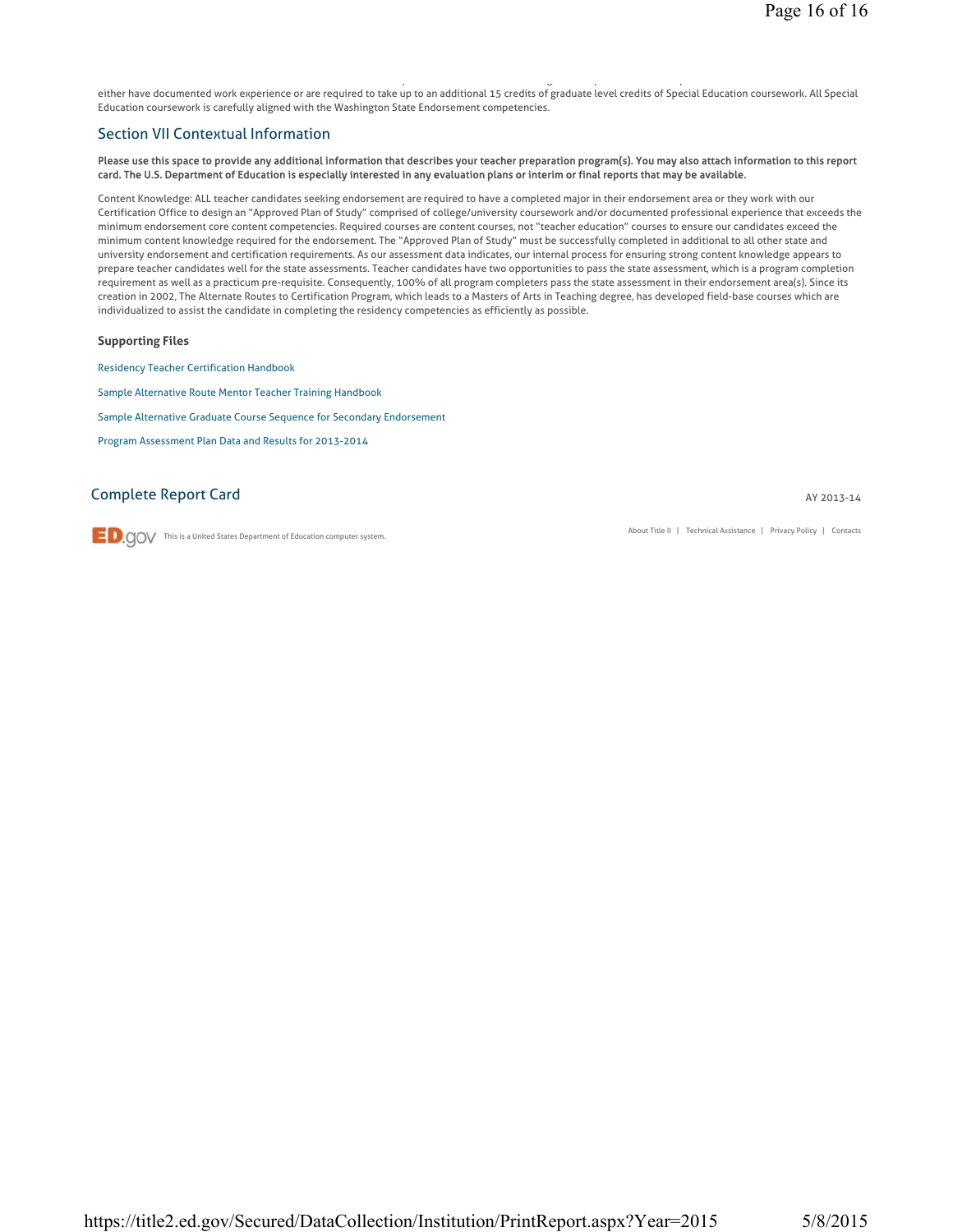either have documented work experience or are required to take up to an additional 15 credits of graduate level credits of Special Education coursework. All Special Education coursework is carefully aligned with the Washington State Endorsement competencies.

## Section VII Contextual Information

**Please use this space to provide any additional information that describes your teacher preparation program(s). You may also attach information to this report card. The U.S. Department of Education is especially interested in any evaluation plans or interim or final reports that may be available.**

Content Knowledge: ALL teacher candidates seeking endorsement are required to have a completed major in their endorsement area or they work with our Certification Office to design an "Approved Plan of Study" comprised of college/university coursework and/or documented professional experience that exceeds the minimum endorsement core content competencies. Required courses are content courses, not "teacher education" courses to ensure our candidates exceed the minimum content knowledge required for the endorsement. The "Approved Plan of Study" must be successfully completed in additional to all other state and university endorsement and certification requirements. As our assessment data indicates, our internal process for ensuring strong content knowledge appears to prepare teacher candidates well for the state assessments. Teacher candidates have two opportunities to pass the state assessment, which is a program completion requirement as well as a practicum pre-requisite. Consequently, 100% of all program completers pass the state assessment in their endorsement area(s). Since its creation in 2002, The Alternate Routes to Certification Program, which leads to a Masters of Arts in Teaching degree, has developed field-base courses which are individualized to assist the candidate in completing the residency competencies as efficiently as possible.

### Supporting Files

Residency Teacher Certification Handbook

Sample Alternative Route Mentor Teacher Training Handbook

Sample Alternative Graduate Course Sequence for Secondary Endorsement

Program Assessment Plan Data and Results for 2013-2014

## Complete Report Card

AY 2013-14

ED.gov This is a United States Department of Education computer system.

About Title II | Technical Assistance | Privacy Policy | Contacts